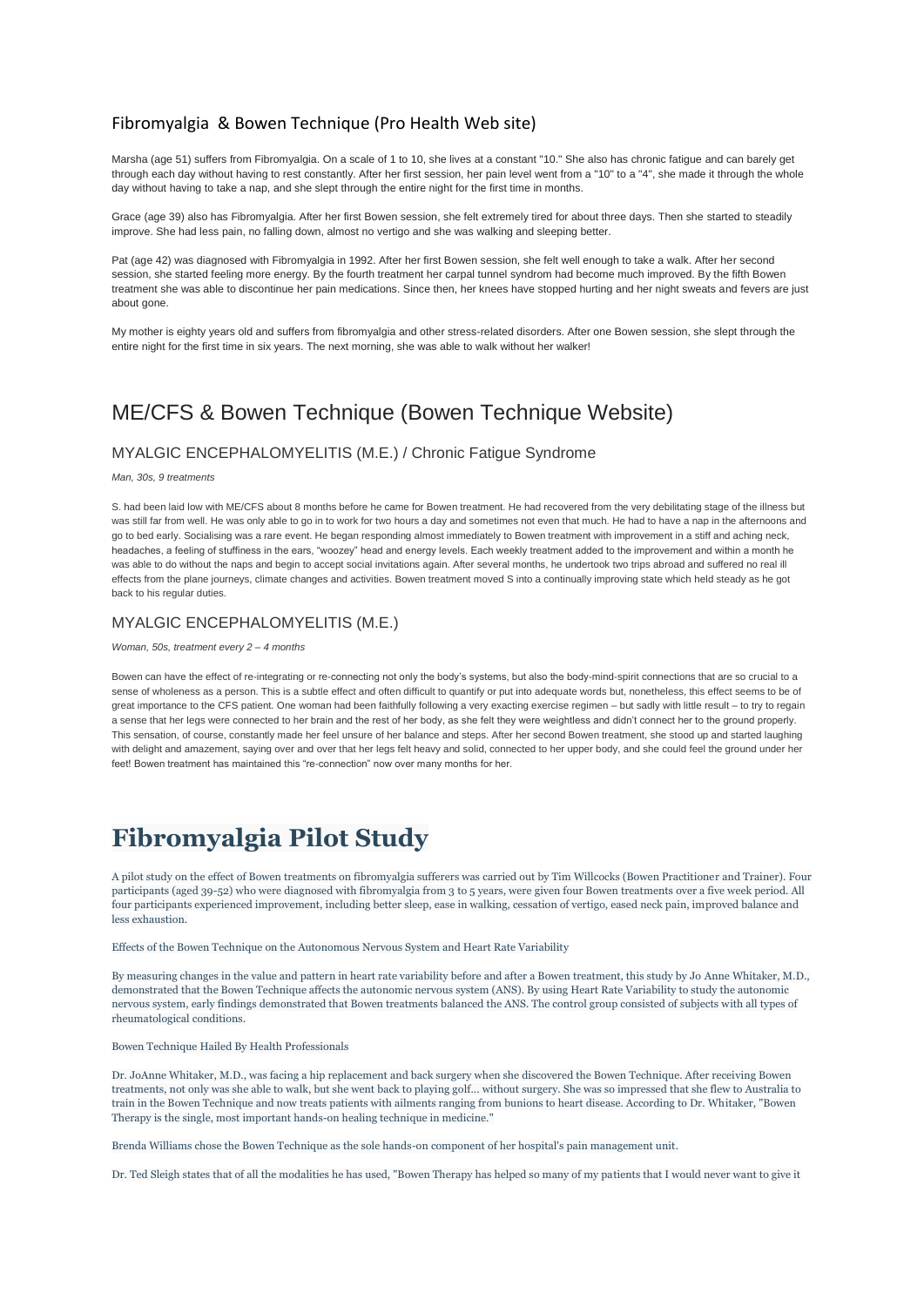## Fibromyalgia & Bowen Technique (Pro Health Web site)

Marsha (age 51) suffers from Fibromyalgia. On a scale of 1 to 10, she lives at a constant "10." She also has chronic fatigue and can barely get through each day without having to rest constantly. After her first session, her pain level went from a "10" to a "4", she made it through the whole day without having to take a nap, and she slept through the entire night for the first time in months.

Grace (age 39) also has Fibromyalgia. After her first Bowen session, she felt extremely tired for about three days. Then she started to steadily improve. She had less pain, no falling down, almost no vertigo and she was walking and sleeping better.

Pat (age 42) was diagnosed with Fibromyalgia in 1992. After her first Bowen session, she felt well enough to take a walk. After her second session, she started feeling more energy. By the fourth treatment her carpal tunnel syndrom had become much improved. By the fifth Bowen treatment she was able to discontinue her pain medications. Since then, her knees have stopped hurting and her night sweats and fevers are just about gone.

My mother is eighty years old and suffers from fibromyalgia and other stress-related disorders. After one Bowen session, she slept through the entire night for the first time in six years. The next morning, she was able to walk without her walker!

# ME/CFS & Bowen Technique (Bowen Technique Website)

### MYALGIC ENCEPHALOMYELITIS (M.E.) / Chronic Fatigue Syndrome

*Man, 30s, 9 treatments*

S. had been laid low with ME/CFS about 8 months before he came for Bowen treatment. He had recovered from the very debilitating stage of the illness but was still far from well. He was only able to go in to work for two hours a day and sometimes not even that much. He had to have a nap in the afternoons and go to bed early. Socialising was a rare event. He began responding almost immediately to Bowen treatment with improvement in a stiff and aching neck, headaches, a feeling of stuffiness in the ears, "woozey" head and energy levels. Each weekly treatment added to the improvement and within a month he was able to do without the naps and begin to accept social invitations again. After several months, he undertook two trips abroad and suffered no real ill effects from the plane journeys, climate changes and activities. Bowen treatment moved S into a continually improving state which held steady as he got back to his regular duties.

### MYALGIC ENCEPHALOMYELITIS (M.E.)

*Woman, 50s, treatment every 2 – 4 months*

Bowen can have the effect of re-integrating or re-connecting not only the body's systems, but also the body-mind-spirit connections that are so crucial to a sense of wholeness as a person. This is a subtle effect and often difficult to quantify or put into adequate words but, nonetheless, this effect seems to be of great importance to the CFS patient. One woman had been faithfully following a very exacting exercise regimen – but sadly with little result – to try to regain a sense that her legs were connected to her brain and the rest of her body, as she felt they were weightless and didn't connect her to the ground properly. This sensation, of course, constantly made her feel unsure of her balance and steps. After her second Bowen treatment, she stood up and started laughing with delight and amazement, saying over and over that her legs felt heavy and solid, connected to her upper body, and she could feel the ground under her feet! Bowen treatment has maintained this "re-connection" now over many months for her.

# Fibromyalgia Pilot Study

A pilot study on the effect of Bowen treatments on fibromyalgia sufferers was carried out by Tim Willcocks (Bowen Practitioner and Trainer). Four participants (aged 39-52) who were diagnosed with fibromyalgia from 3 to 5 years, were given four Bowen treatments over a five week period. All four participants experienced improvement, including better sleep, ease in walking, cessation of vertigo, eased neck pain, improved balance and less exhaustion.

Effects of the Bowen Technique on the Autonomous Nervous System and Heart Rate Variability

By measuring changes in the value and pattern in heart rate variability before and after a Bowen treatment, this study by Jo Anne Whitaker, M.D., demonstrated that the Bowen Technique affects the autonomic nervous system (ANS). By using Heart Rate Variability to study the autonomic nervous system, early findings demonstrated that Bowen treatments balanced the ANS. The control group consisted of subjects with all types of rheumatological conditions.

Bowen Technique Hailed By Health Professionals

Dr. JoAnne Whitaker, M.D., was facing a hip replacement and back surgery when she discovered the Bowen Technique. After receiving Bowen treatments, not only was she able to walk, but she went back to playing golf... without surgery. She was so impressed that she flew to Australia to train in the Bowen Technique and now treats patients with ailments ranging from bunions to heart disease. According to Dr. Whitaker, "Bowen Therapy is the single, most important hands-on healing technique in medicine."

Brenda Williams chose the Bowen Technique as the sole hands-on component of her hospital's pain management unit.

Dr. Ted Sleigh states that of all the modalities he has used, "Bowen Therapy has helped so many of my patients that I would never want to give it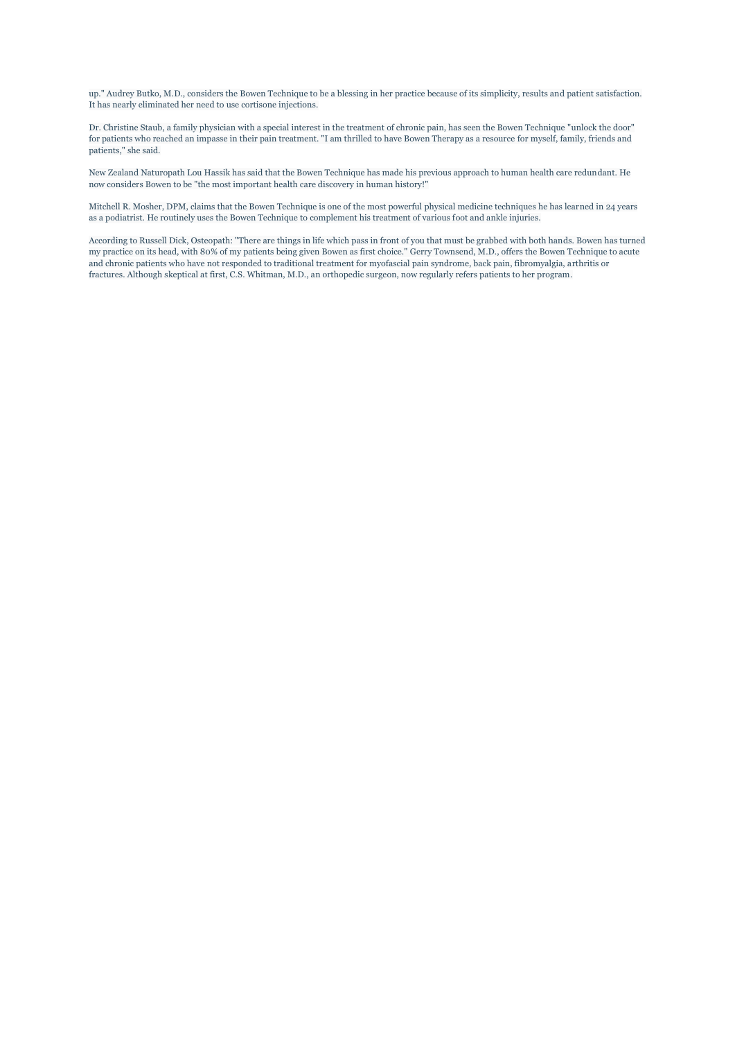up." Audrey Butko, M.D., considers the Bowen Technique to be a blessing in her practice because of its simplicity, results and patient satisfaction. It has nearly eliminated her need to use cortisone injections.

Dr. Christine Staub, a family physician with a special interest in the treatment of chronic pain, has seen the Bowen Technique "unlock the door" for patients who reached an impasse in their pain treatment. "I am thrilled to have Bowen Therapy as a resource for myself, family, friends and patients," she said.

New Zealand Naturopath Lou Hassik has said that the Bowen Technique has made his previous approach to human health care redundant. He now considers Bowen to be "the most important health care discovery in human history!"

Mitchell R. Mosher, DPM, claims that the Bowen Technique is one of the most powerful physical medicine techniques he has learned in 24 years as a podiatrist. He routinely uses the Bowen Technique to complement his treatment of various foot and ankle injuries.

According to Russell Dick, Osteopath: "There are things in life which pass in front of you that must be grabbed with both hands. Bowen has turned my practice on its head, with 80% of my patients being given Bowen as first choice." Gerry Townsend, M.D., offers the Bowen Technique to acute and chronic patients who have not responded to traditional treatment for myofascial pain syndrome, back pain, fibromyalgia, arthritis or fractures. Although skeptical at first, C.S. Whitman, M.D., an orthopedic surgeon, now regularly refers patients to her program.